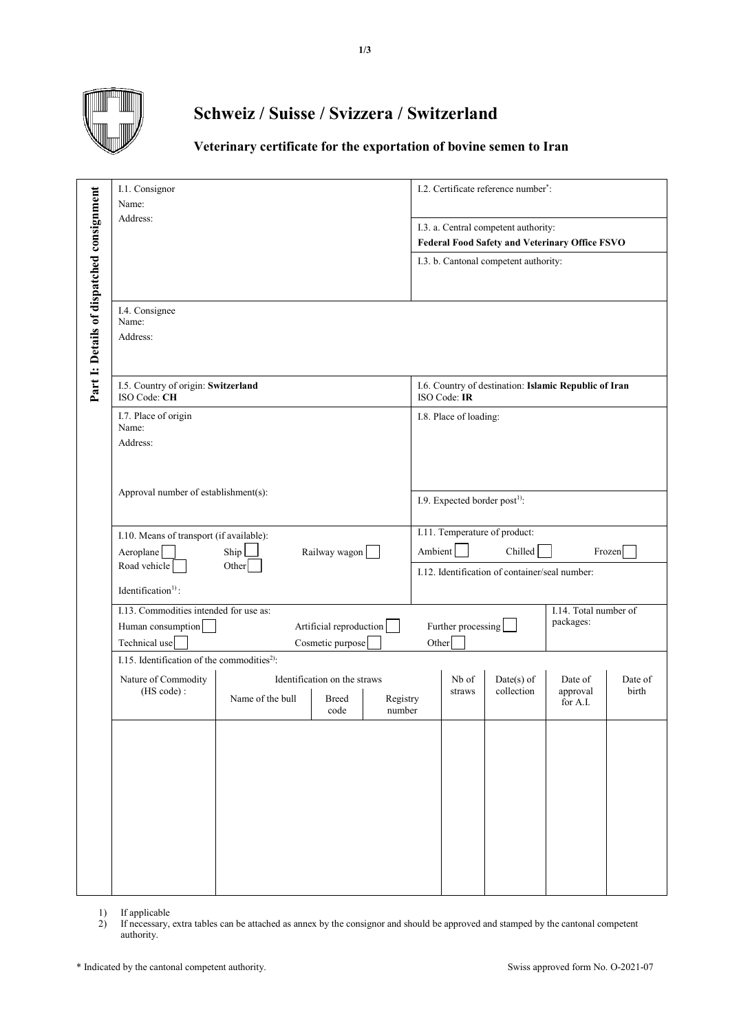# Schweiz / Suisse / Svizzera / Switzerland

## Veterinary certificate for the exportation of bovine semen to Iran

**Part I: Details of dispatched consignment**

I.1. Consignor
Name:
Address:

I.2. Certificate reference number*:

I.3. a. Central competent authority:
**Federal Food Safety and Veterinary Office FSVO**

I.3. b. Cantonal competent authority:

I.4. Consignee
Name:
Address:

I.5. Country of origin: **Switzerland**
ISO Code: **CH**

I.6. Country of destination: **Islamic Republic of Iran**
ISO Code: **IR**

I.7. Place of origin
Name:
Address:

Approval number of establishment(s):

I.8. Place of loading:

I.9. Expected border post[1]:

I.10. Means of transport (if available):
Aeroplane ☐ Ship ☐ Railway wagon ☐
Road vehicle ☐ Other ☐

Identification[1]:

I.11. Temperature of product:
Ambient ☐ Chilled ☐ Frozen ☐

I.12. Identification of container/seal number:

I.13. Commodities intended for use as:
Human consumption ☐ Artificial reproduction ☐ Further processing ☐
Technical use ☐ Cosmetic purpose ☐ Other ☐

I.14. Total number of packages:

I.15. Identification of the commodities[2]:

| Nature of Commodity (HS code) : | Identification on the straws | | | Nb of straws | Date(s) of collection | Date of approval for A.I. | Date of birth |
|---|---|---|---|---|---|---|---|
| | Name of the bull | Breed code | Registry number | | | | |
| | | | | | | | |

1) If applicable
2) If necessary, extra tables can be attached as annex by the consignor and should be approved and stamped by the cantonal competent authority.

\* Indicated by the cantonal competent authority.

Swiss approved form No. O-2021-07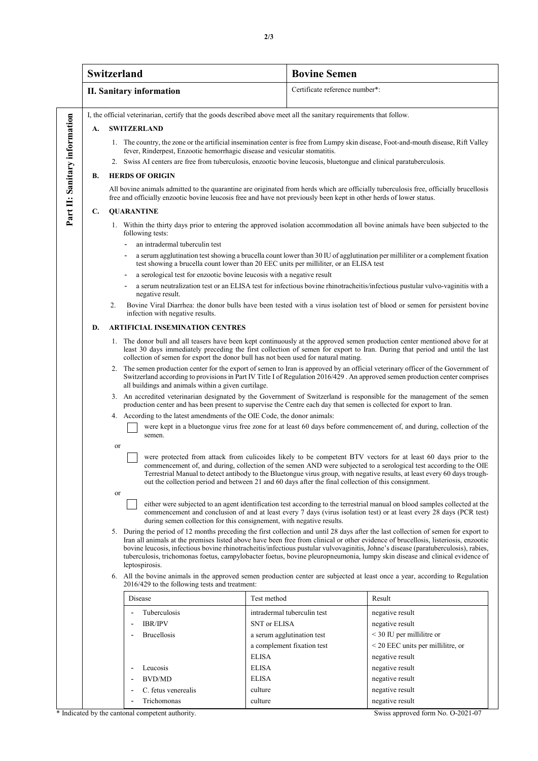| Switzerland | Bovine Semen |
|---|---|
| **II. Sanitary information** | Certificate reference number*: |

**Part II: Sanitary information**

I, the official veterinarian, certify that the goods described above meet all the sanitary requirements that follow.

**A. SWITZERLAND**

1. The country, the zone or the artificial insemination center is free from Lumpy skin disease, Foot-and-mouth disease, Rift Valley fever, Rinderpest, Enzootic hemorrhagic disease and vesicular stomatitis.
2. Swiss AI centers are free from tuberculosis, enzootic bovine leucosis, bluetongue and clinical paratuberculosis.

**B. HERDS OF ORIGIN**

All bovine animals admitted to the quarantine are originated from herds which are officially tuberculosis free, officially brucellosis free and officially enzootic bovine leucosis free and have not previously been kept in other herds of lower status.

**C. QUARANTINE**

1. Within the thirty days prior to entering the approved isolation accommodation all bovine animals have been subjected to the following tests:
   - an intradermal tuberculin test
   - a serum agglutination test showing a brucella count lower than 30 IU of agglutination per milliliter or a complement fixation test showing a brucella count lower than 20 EEC units per milliliter, or an ELISA test
   - a serological test for enzootic bovine leucosis with a negative result
   - a serum neutralization test or an ELISA test for infectious bovine rhinotracheitis/infectious pustular vulvo-vaginitis with a negative result.
2. Bovine Viral Diarrhea: the donor bulls have been tested with a virus isolation test of blood or semen for persistent bovine infection with negative results.

**D. ARTIFICIAL INSEMINATION CENTRES**

1. The donor bull and all teasers have been kept continuously at the approved semen production center mentioned above for at least 30 days immediately preceding the first collection of semen for export to Iran. During that period and until the last collection of semen for export the donor bull has not been used for natural mating.
2. The semen production center for the export of semen to Iran is approved by an official veterinary officer of the Government of Switzerland according to provisions in Part IV Title I of Regulation 2016/429 . An approved semen production center comprises all buildings and animals within a given curtilage.
3. An accredited veterinarian designated by the Government of Switzerland is responsible for the management of the semen production center and has been present to supervise the Centre each day that semen is collected for export to Iran.
4. According to the latest amendments of the OIE Code, the donor animals:

   ☐ were kept in a bluetongue virus free zone for at least 60 days before commencement of, and during, collection of the semen.

   or

   ☐ were protected from attack from culicoides likely to be competent BTV vectors for at least 60 days prior to the commencement of, and during, collection of the semen AND were subjected to a serological test according to the OIE Terrestrial Manual to detect antibody to the Bluetongue virus group, with negative results, at least every 60 days trough-out the collection period and between 21 and 60 days after the final collection of this consignment.

   or

   ☐ either were subjected to an agent identification test according to the terrestrial manual on blood samples collected at the commencement of and at conclusion of and at least every 7 days (virus isolation test) or at least every 28 days (PCR test) during semen collection for this consignment, with negative results.
5. During the period of 12 months preceding the first collection and until 28 days after the last collection of semen for export to Iran all animals at the premises listed above have been free from clinical or other evidence of brucellosis, listeriosis, enzootic bovine leucosis, infectious bovine rhinotracheitis/infectious pustular vulvovaginitis, Johne's disease (paratuberculosis), rabies, tuberculosis, trichomonas foetus, campylobacter foetus, bovine pleuropneumonia, lumpy skin disease and clinical evidence of leptospirosis.
6. All the bovine animals in the approved semen production center are subjected at least once a year, according to Regulation 2016/429 to the following tests and treatment:

| Disease | Test method | Result |
|---|---|---|
| - Tuberculosis | intradermal tuberculin test | negative result |
| - IBR/IPV | SNT or ELISA | negative result |
| - Brucellosis | a serum agglutination test | < 30 IU per millilitre or |
| | a complement fixation test | < 20 EEC units per millilitre, or |
| | ELISA | negative result |
| - Leucosis | ELISA | negative result |
| - BVD/MD | ELISA | negative result |
| - C. fetus venerealis | culture | negative result |
| - Trichomonas | culture | negative result |

\* Indicated by the cantonal competent authority.

Swiss approved form No. O-2021-07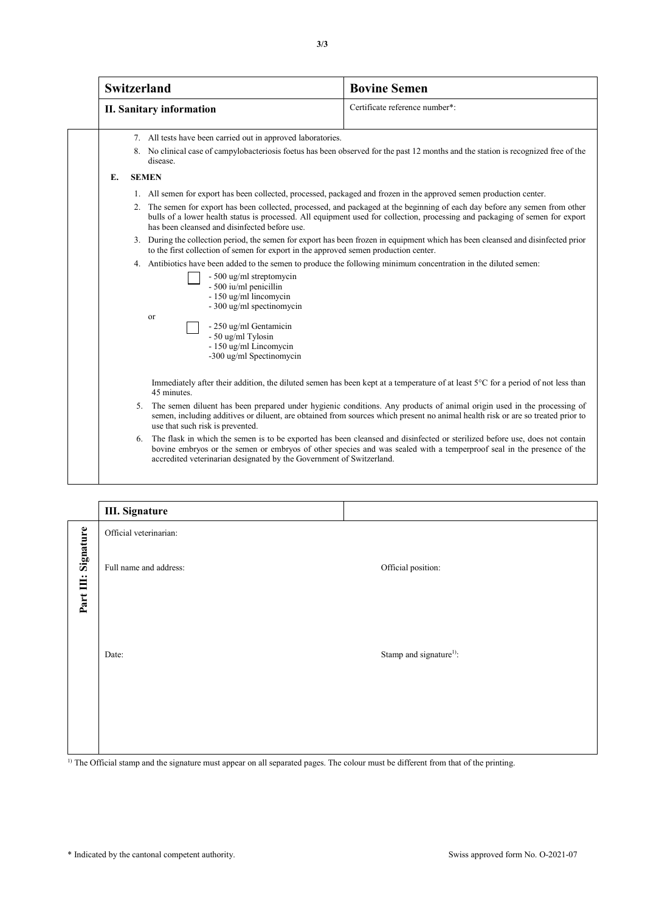| **Switzerland** | **Bovine Semen** |
|---|---|
| **II. Sanitary information** | Certificate reference number*: |

7. All tests have been carried out in approved laboratories.
8. No clinical case of campylobacteriosis foetus has been observed for the past 12 months and the station is recognized free of the disease.

**E. SEMEN**

1. All semen for export has been collected, processed, packaged and frozen in the approved semen production center.
2. The semen for export has been collected, processed, and packaged at the beginning of each day before any semen from other bulls of a lower health status is processed. All equipment used for collection, processing and packaging of semen for export has been cleansed and disinfected before use.
3. During the collection period, the semen for export has been frozen in equipment which has been cleansed and disinfected prior to the first collection of semen for export in the approved semen production center.
4. Antibiotics have been added to the semen to produce the following minimum concentration in the diluted semen:

   ☐ - 500 ug/ml streptomycin
   - 500 iu/ml penicillin
   - 150 ug/ml lincomycin
   - 300 ug/ml spectinomycin

   or

   ☐ - 250 ug/ml Gentamicin
   - 50 ug/ml Tylosin
   - 150 ug/ml Lincomycin
   -300 ug/ml Spectinomycin

   Immediately after their addition, the diluted semen has been kept at a temperature of at least 5°C for a period of not less than 45 minutes.
5. The semen diluent has been prepared under hygienic conditions. Any products of animal origin used in the processing of semen, including additives or diluent, are obtained from sources which present no animal health risk or are so treated prior to use that such risk is prevented.
6. The flask in which the semen is to be exported has been cleansed and disinfected or sterilized before use, does not contain bovine embryos or the semen or embryos of other species and was sealed with a temperproof seal in the presence of the accredited veterinarian designated by the Government of Switzerland.

**Part III: Signature**

**III. Signature**

Official veterinarian:

Full name and address: | Official position:

Date: | Stamp and signature[1]:

[1] The Official stamp and the signature must appear on all separated pages. The colour must be different from that of the printing.

* Indicated by the cantonal competent authority.

Swiss approved form No. O-2021-07